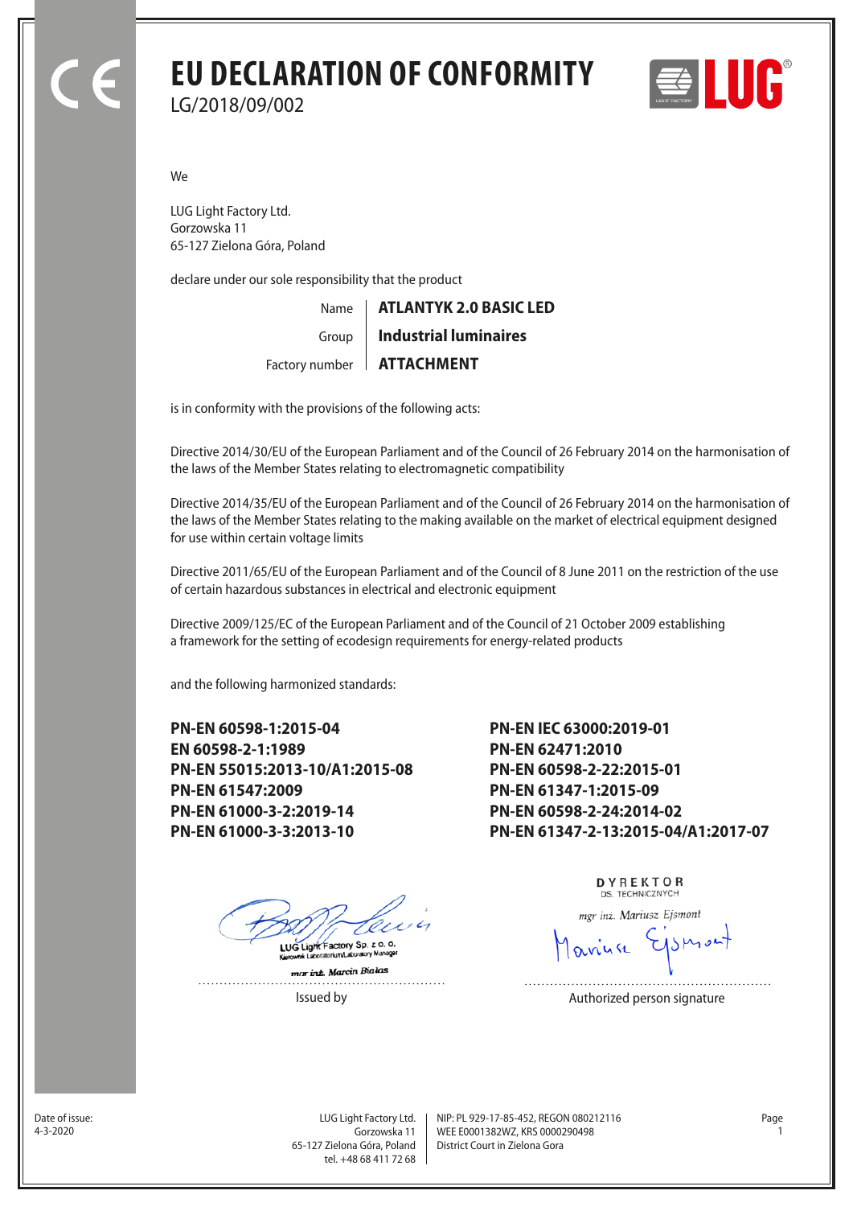# EU DECLARATION OF CONFORMITY

LG/2018/09/002

We

LUG Light Factory Ltd.
Gorzowska 11
65-127 Zielona Góra, Poland

declare under our sole responsibility that the product

| | |
|---|---|
| Name | **ATLANTYK 2.0 BASIC LED** |
| Group | **Industrial luminaires** |
| Factory number | **ATTACHMENT** |

is in conformity with the provisions of the following acts:

Directive 2014/30/EU of the European Parliament and of the Council of 26 February 2014 on the harmonisation of the laws of the Member States relating to electromagnetic compatibility

Directive 2014/35/EU of the European Parliament and of the Council of 26 February 2014 on the harmonisation of the laws of the Member States relating to the making available on the market of electrical equipment designed for use within certain voltage limits

Directive 2011/65/EU of the European Parliament and of the Council of 8 June 2011 on the restriction of the use of certain hazardous substances in electrical and electronic equipment

Directive 2009/125/EC of the European Parliament and of the Council of 21 October 2009 establishing a framework for the setting of ecodesign requirements for energy-related products

and the following harmonized standards:

**PN-EN 60598-1:2015-04**
**EN 60598-2-1:1989**
**PN-EN 55015:2013-10/A1:2015-08**
**PN-EN 61547:2009**
**PN-EN 61000-3-2:2019-14**
**PN-EN 61000-3-3:2013-10**
**PN-EN IEC 63000:2019-01**
**PN-EN 62471:2010**
**PN-EN 60598-2-22:2015-01**
**PN-EN 61347-1:2015-09**
**PN-EN 60598-2-24:2014-02**
**PN-EN 61347-2-13:2015-04/A1:2017-07**

LUG Light Factory Sp. z o. o.
Kierownik Laboratorium/Laboratory Manager
mgr inż. Marcin Białas

Issued by

DYREKTOR
DS. TECHNICZNYCH
mgr inż. Mariusz Ejsmont

Authorized person signature

Date of issue:
4-3-2020

LUG Light Factory Ltd.
Gorzowska 11
65-127 Zielona Góra, Poland
tel. +48 68 411 72 68

NIP: PL 929-17-85-452, REGON 080212116
WEE E0001382WZ, KRS 0000290498
District Court in Zielona Gora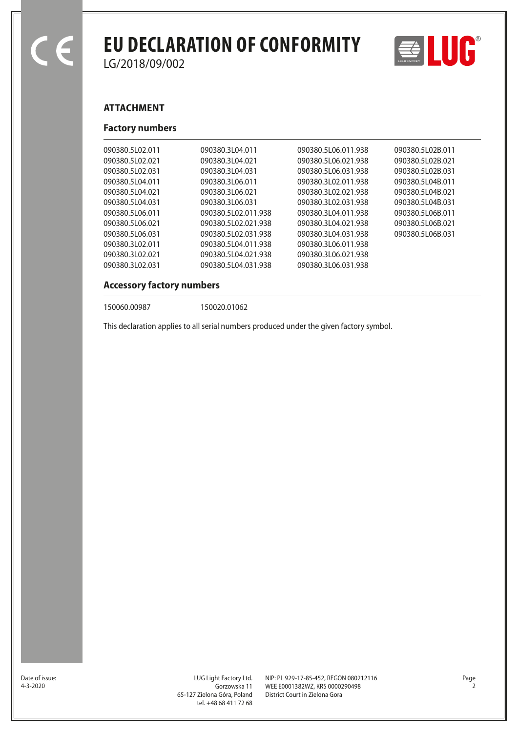# EU DECLARATION OF CONFORMITY

LG/2018/09/002

## ATTACHMENT

### Factory numbers

| | | | |
|---|---|---|---|
| 090380.5L02.011 | 090380.3L04.011 | 090380.5L06.011.938 | 090380.5L02B.011 |
| 090380.5L02.021 | 090380.3L04.021 | 090380.5L06.021.938 | 090380.5L02B.021 |
| 090380.5L02.031 | 090380.3L04.031 | 090380.5L06.031.938 | 090380.5L02B.031 |
| 090380.5L04.011 | 090380.3L06.011 | 090380.3L02.011.938 | 090380.5L04B.011 |
| 090380.5L04.021 | 090380.3L06.021 | 090380.3L02.021.938 | 090380.5L04B.021 |
| 090380.5L04.031 | 090380.3L06.031 | 090380.3L02.031.938 | 090380.5L04B.031 |
| 090380.5L06.011 | 090380.5L02.011.938 | 090380.3L04.011.938 | 090380.5L06B.011 |
| 090380.5L06.021 | 090380.5L02.021.938 | 090380.3L04.021.938 | 090380.5L06B.021 |
| 090380.5L06.031 | 090380.5L02.031.938 | 090380.3L04.031.938 | 090380.5L06B.031 |
| 090380.3L02.011 | 090380.5L04.011.938 | 090380.3L06.011.938 | |
| 090380.3L02.021 | 090380.5L04.021.938 | 090380.3L06.021.938 | |
| 090380.3L02.031 | 090380.5L04.031.938 | 090380.3L06.031.938 | |

### Accessory factory numbers

| | |
|---|---|
| 150060.00987 | 150020.01062 |

This declaration applies to all serial numbers produced under the given factory symbol.

Date of issue:
4-3-2020

LUG Light Factory Ltd.
Gorzowska 11
65-127 Zielona Góra, Poland
tel. +48 68 411 72 68

NIP: PL 929-17-85-452, REGON 080212116
WEE E0001382WZ, KRS 0000290498
District Court in Zielona Gora